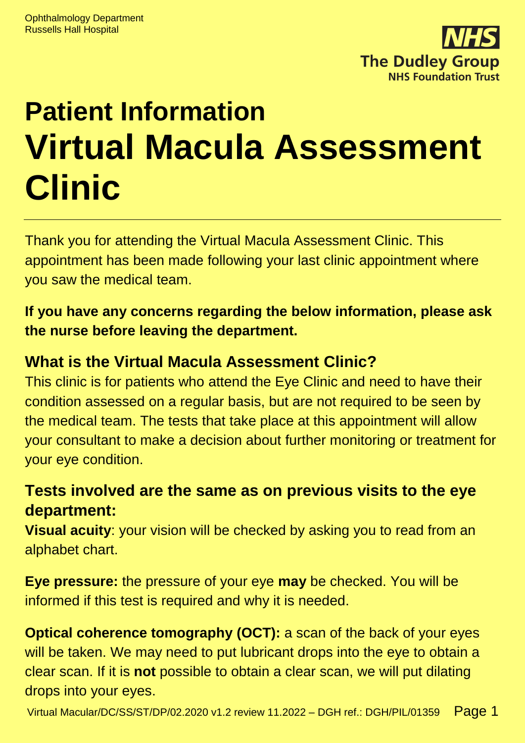Ophthalmology Department
Russells Hall Hospital

# Patient Information

# Virtual Macula Assessment Clinic

Thank you for attending the Virtual Macula Assessment Clinic. This appointment has been made following your last clinic appointment where you saw the medical team.

**If you have any concerns regarding the below information, please ask the nurse before leaving the department.**

## What is the Virtual Macula Assessment Clinic?

This clinic is for patients who attend the Eye Clinic and need to have their condition assessed on a regular basis, but are not required to be seen by the medical team. The tests that take place at this appointment will allow your consultant to make a decision about further monitoring or treatment for your eye condition.

## Tests involved are the same as on previous visits to the eye department:

**Visual acuity**: your vision will be checked by asking you to read from an alphabet chart.

**Eye pressure:** the pressure of your eye **may** be checked. You will be informed if this test is required and why it is needed.

**Optical coherence tomography (OCT):** a scan of the back of your eyes will be taken. We may need to put lubricant drops into the eye to obtain a clear scan. If it is **not** possible to obtain a clear scan, we will put dilating drops into your eyes.

Virtual Macular/DC/SS/ST/DP/02.2020 v1.2 review 11.2022 – DGH ref.: DGH/PIL/01359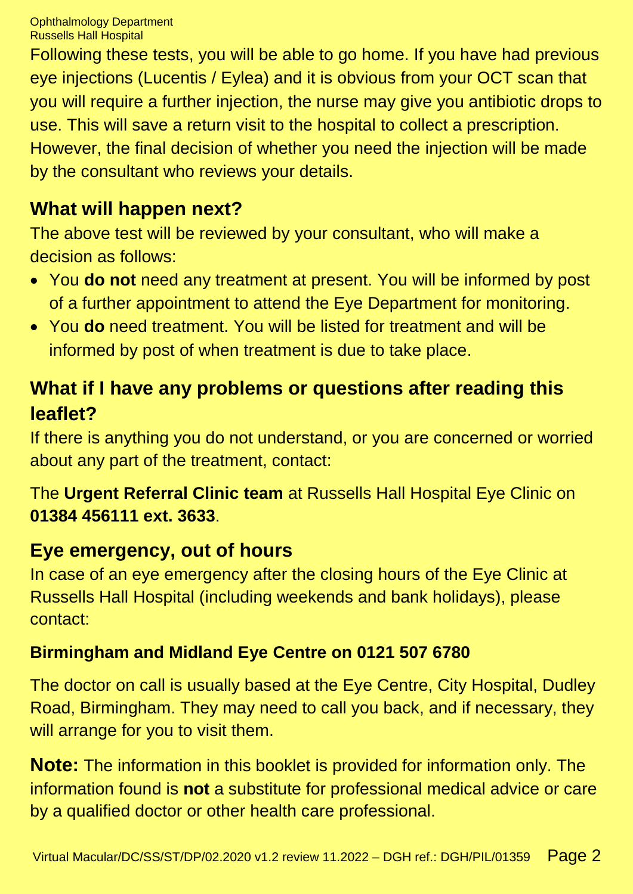Following these tests, you will be able to go home. If you have had previous eye injections (Lucentis / Eylea) and it is obvious from your OCT scan that you will require a further injection, the nurse may give you antibiotic drops to use. This will save a return visit to the hospital to collect a prescription. However, the final decision of whether you need the injection will be made by the consultant who reviews your details.

## What will happen next?

The above test will be reviewed by your consultant, who will make a decision as follows:

- You **do not** need any treatment at present. You will be informed by post of a further appointment to attend the Eye Department for monitoring.
- You **do** need treatment. You will be listed for treatment and will be informed by post of when treatment is due to take place.

## What if I have any problems or questions after reading this leaflet?

If there is anything you do not understand, or you are concerned or worried about any part of the treatment, contact:

The **Urgent Referral Clinic team** at Russells Hall Hospital Eye Clinic on **01384 456111 ext. 3633**.

## Eye emergency, out of hours

In case of an eye emergency after the closing hours of the Eye Clinic at Russells Hall Hospital (including weekends and bank holidays), please contact:

**Birmingham and Midland Eye Centre on 0121 507 6780**

The doctor on call is usually based at the Eye Centre, City Hospital, Dudley Road, Birmingham. They may need to call you back, and if necessary, they will arrange for you to visit them.

**Note:** The information in this booklet is provided for information only. The information found is **not** a substitute for professional medical advice or care by a qualified doctor or other health care professional.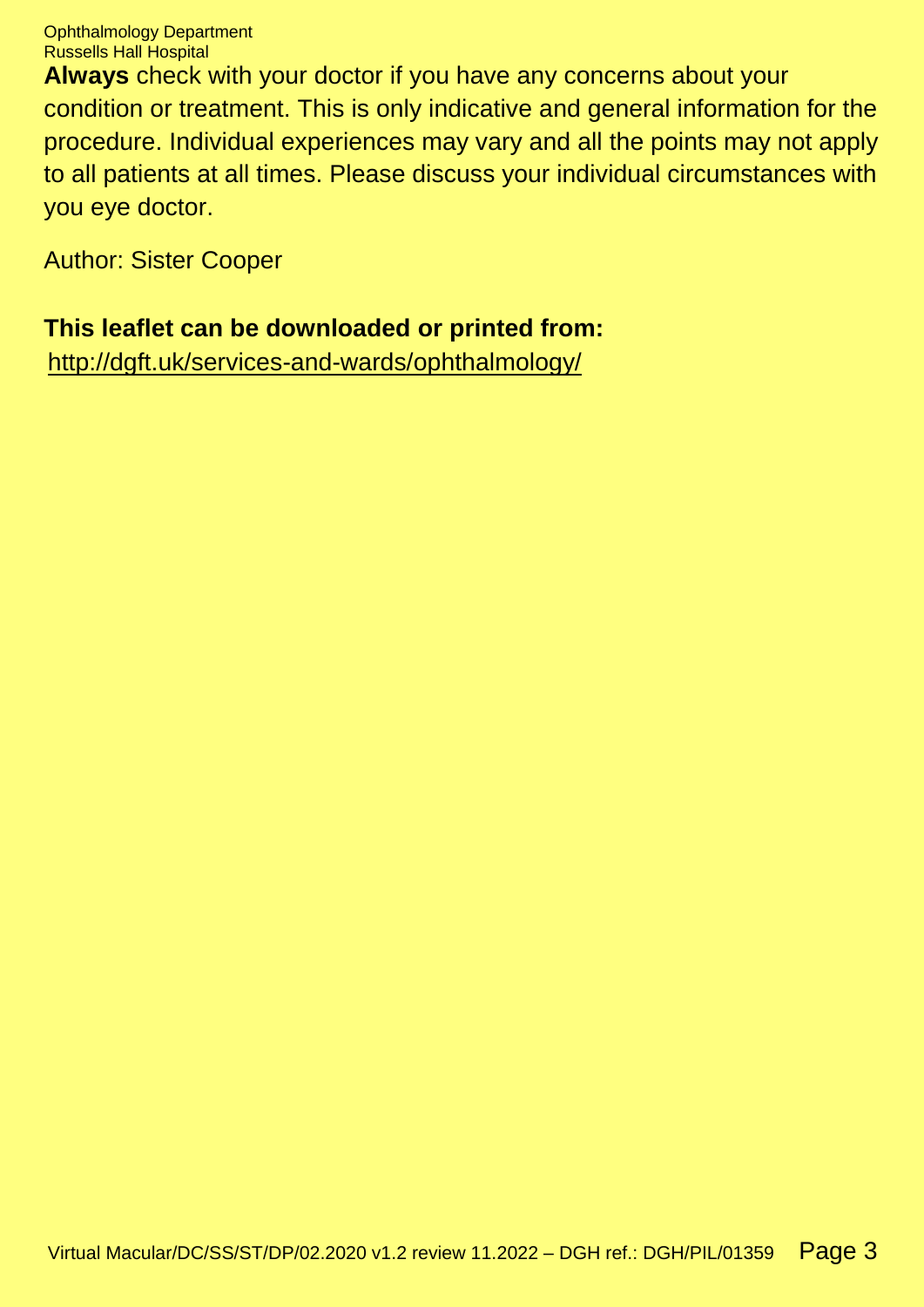**Always** check with your doctor if you have any concerns about your condition or treatment. This is only indicative and general information for the procedure. Individual experiences may vary and all the points may not apply to all patients at all times. Please discuss your individual circumstances with you eye doctor.

Author: Sister Cooper

**This leaflet can be downloaded or printed from:**
http://dgft.uk/services-and-wards/ophthalmology/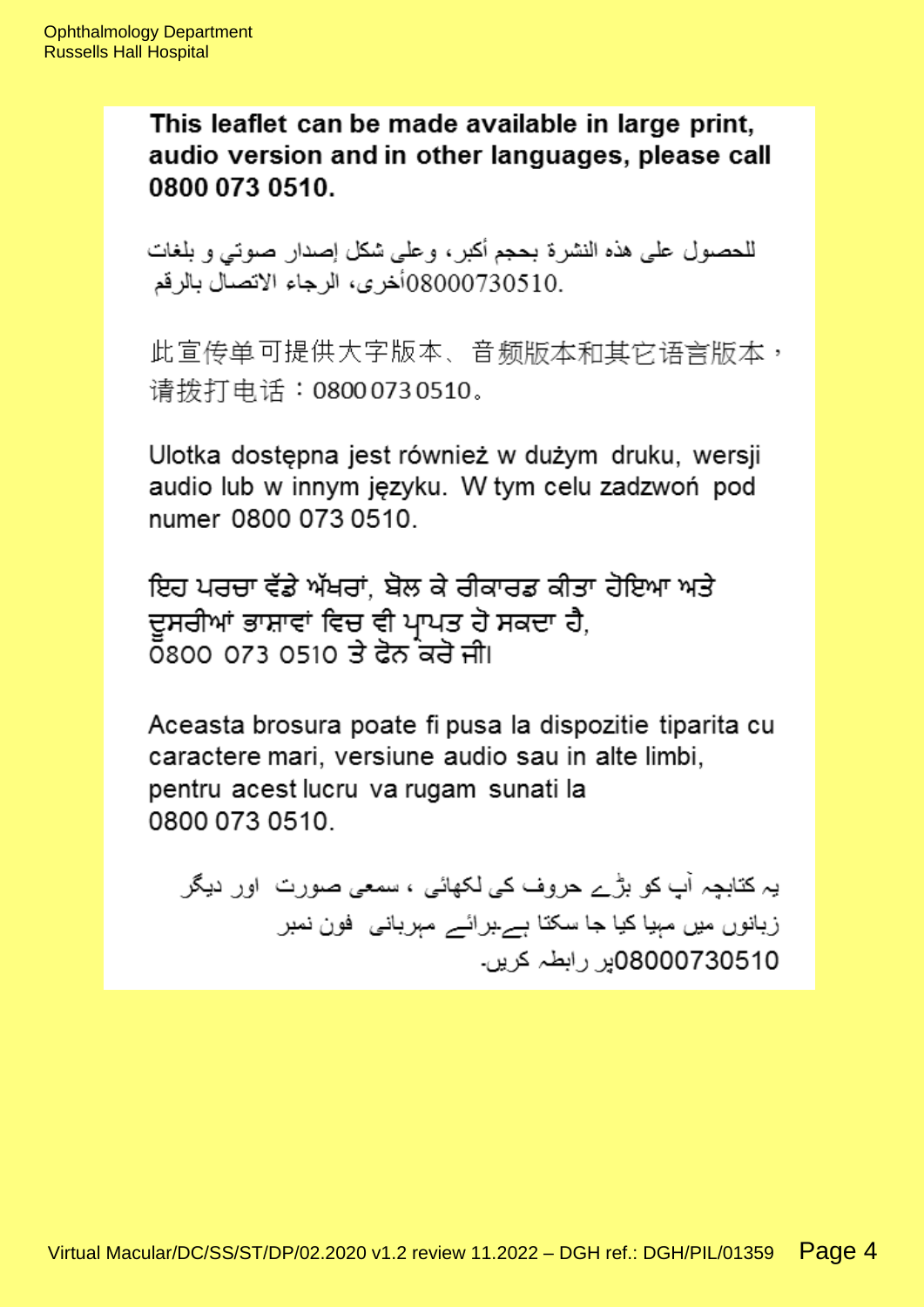**This leaflet can be made available in large print, audio version and in other languages, please call 0800 073 0510.**

للحصول على هذه النشرة بحجم أكبر، وعلى شكل إصدار صوتي و بلغات أخرى، الرجاء الاتصال بالرقم 08000730510.

此宣传单可提供大字版本、音频版本和其它语言版本，请拨打电话：0800 073 0510。

Ulotka dostępna jest również w dużym druku, wersji audio lub w innym języku. W tym celu zadzwoń pod numer 0800 073 0510.

ਇਹ ਪਰਚਾ ਵੱਡੇ ਅੱਖਰਾਂ, ਬੋਲ ਕੇ ਰੀਕਾਰਡ ਕੀਤਾ ਹੋਇਆ ਅਤੇ ਦੂਸਰੀਆਂ ਭਾਸ਼ਾਵਾਂ ਵਿਚ ਵੀ ਪ੍ਰਾਪਤ ਹੋ ਸਕਦਾ ਹੈ, 0800 073 0510 ਤੇ ਫੋਨ ਕਰੋ ਜੀ।

Aceasta brosura poate fi pusa la dispozitie tiparita cu caractere mari, versiune audio sau in alte limbi, pentru acest lucru va rugam sunati la 0800 073 0510.

یہ کتابچہ آپ کو بڑے حروف کی لکھائی ، سمعی صورت اور دیگر زبانوں میں مہیا کیا جا سکتا ہے۔برائے مہربانی فون نمبر 08000730510پر رابطہ کریں۔

Virtual Macular/DC/SS/ST/DP/02.2020 v1.2 review 11.2022 – DGH ref.: DGH/PIL/01359